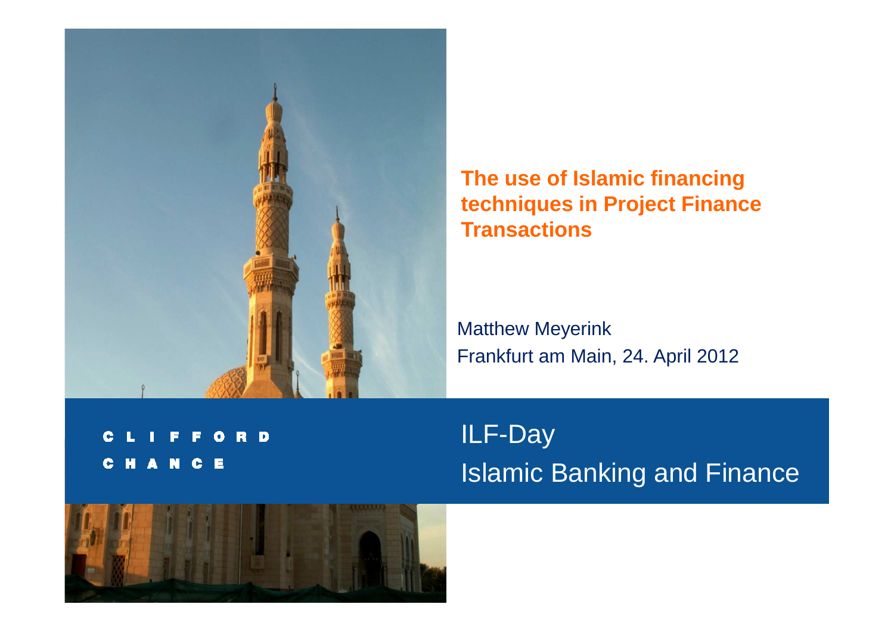# The use of Islamic financing techniques in Project Finance Transactions

Matthew Meyerink

Frankfurt am Main, 24. April 2012

CLIFFORD CHANCE

ILF-Day

Islamic Banking and Finance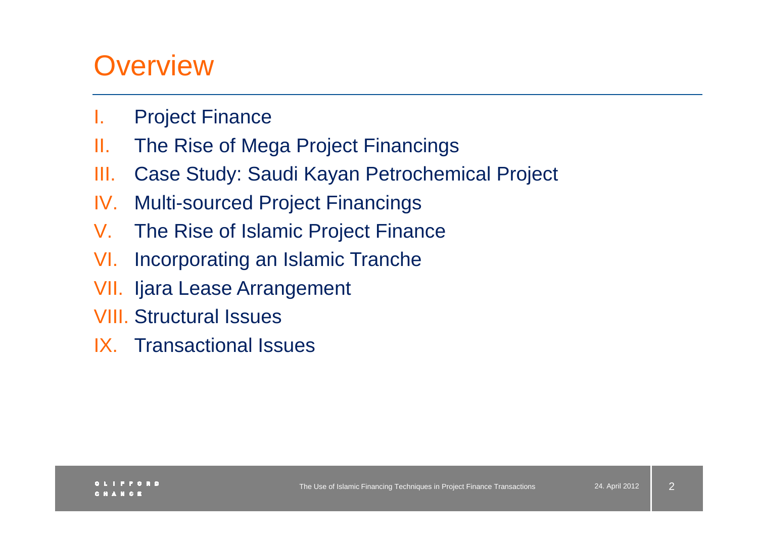# Overview

I. Project Finance
II. The Rise of Mega Project Financings
III. Case Study: Saudi Kayan Petrochemical Project
IV. Multi-sourced Project Financings
V. The Rise of Islamic Project Finance
VI. Incorporating an Islamic Tranche
VII. Ijara Lease Arrangement
VIII. Structural Issues
IX. Transactional Issues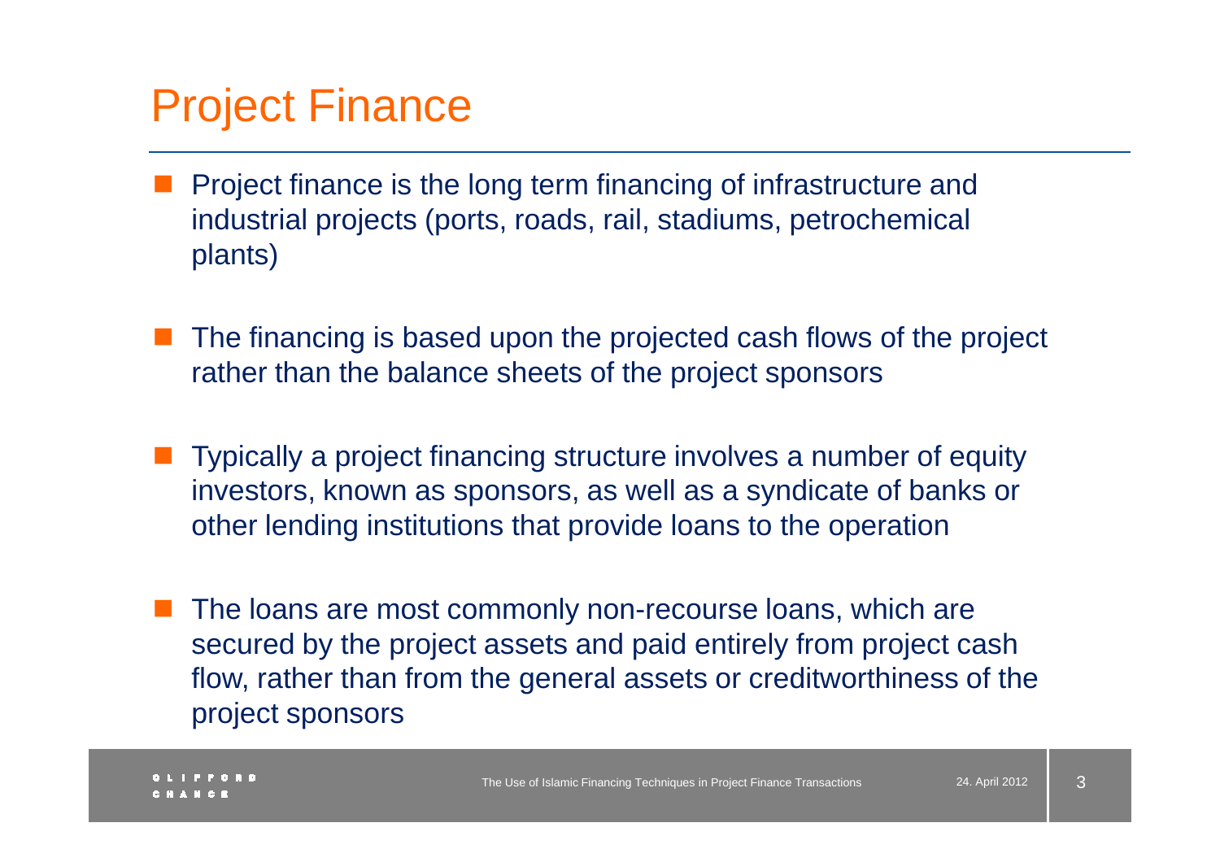# Project Finance

- Project finance is the long term financing of infrastructure and industrial projects (ports, roads, rail, stadiums, petrochemical plants)

- The financing is based upon the projected cash flows of the project rather than the balance sheets of the project sponsors

- Typically a project financing structure involves a number of equity investors, known as sponsors, as well as a syndicate of banks or other lending institutions that provide loans to the operation

- The loans are most commonly non-recourse loans, which are secured by the project assets and paid entirely from project cash flow, rather than from the general assets or creditworthiness of the project sponsors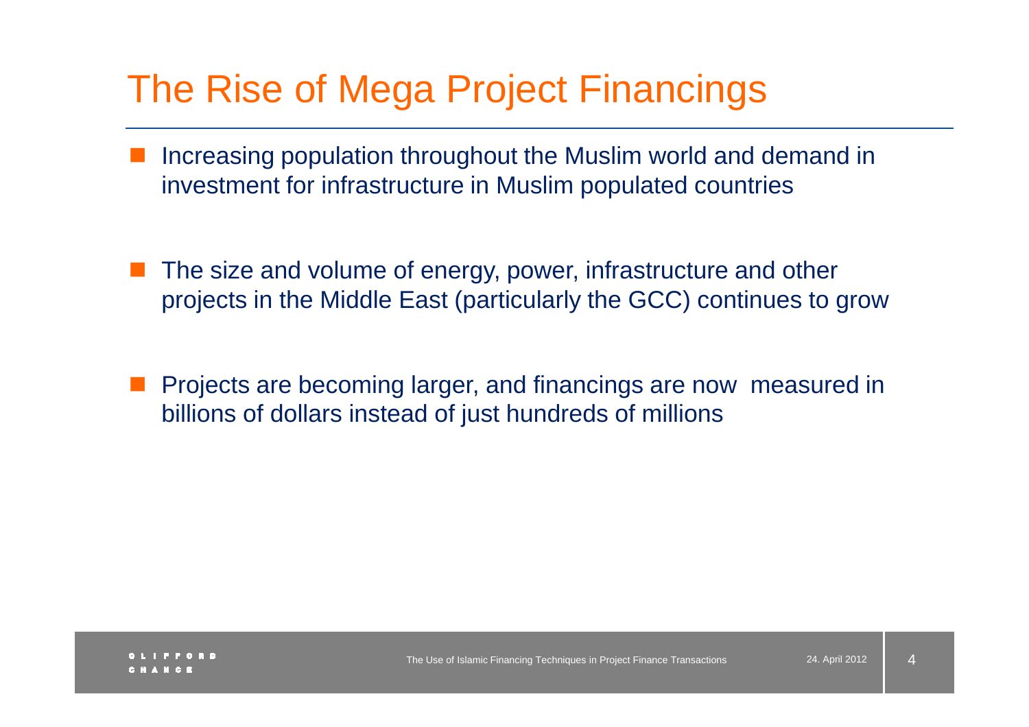# The Rise of Mega Project Financings

- Increasing population throughout the Muslim world and demand in investment for infrastructure in Muslim populated countries
- The size and volume of energy, power, infrastructure and other projects in the Middle East (particularly the GCC) continues to grow
- Projects are becoming larger, and financings are now measured in billions of dollars instead of just hundreds of millions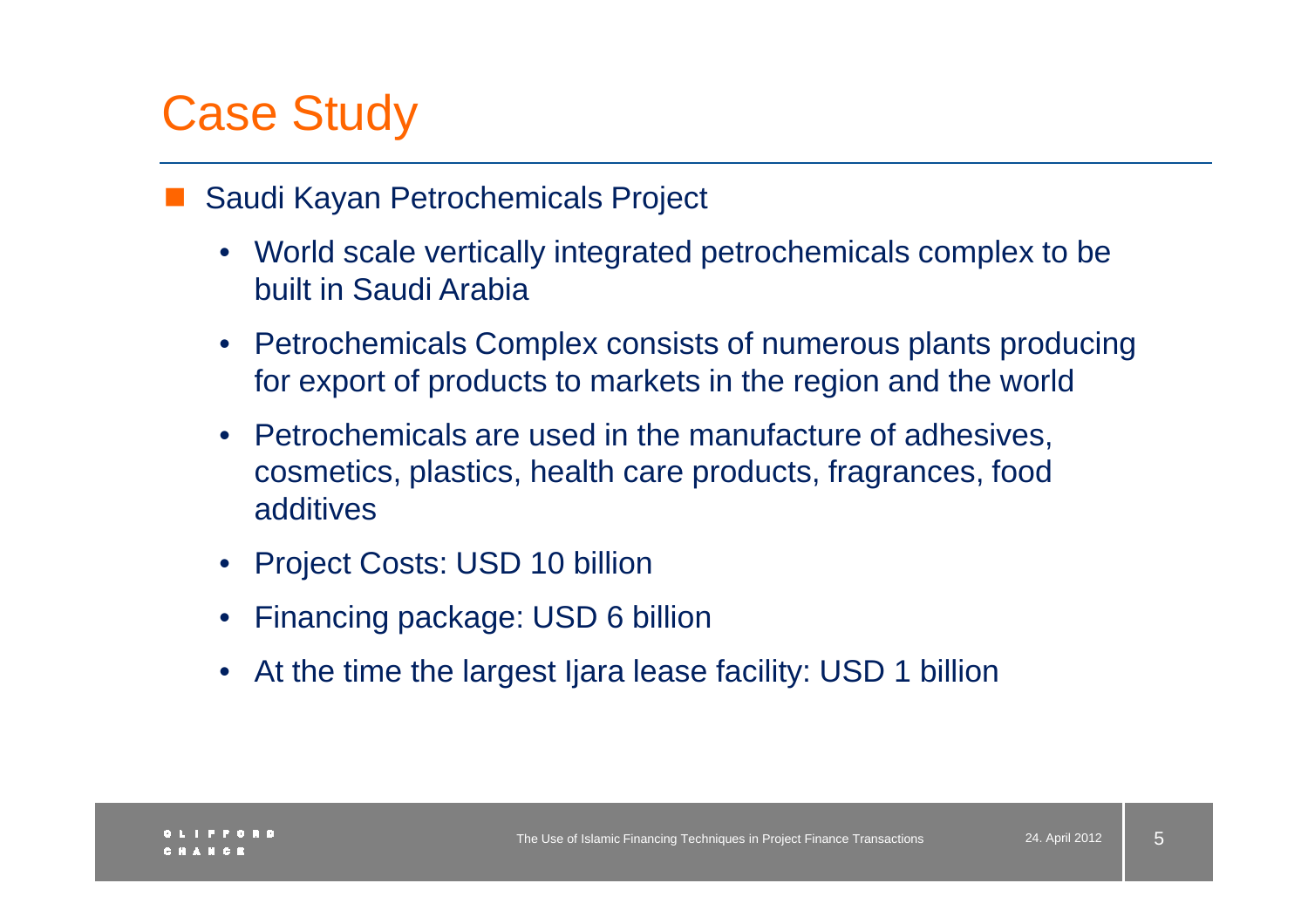# Case Study

- Saudi Kayan Petrochemicals Project
  - World scale vertically integrated petrochemicals complex to be built in Saudi Arabia
  - Petrochemicals Complex consists of numerous plants producing for export of products to markets in the region and the world
  - Petrochemicals are used in the manufacture of adhesives, cosmetics, plastics, health care products, fragrances, food additives
  - Project Costs: USD 10 billion
  - Financing package: USD 6 billion
  - At the time the largest Ijara lease facility: USD 1 billion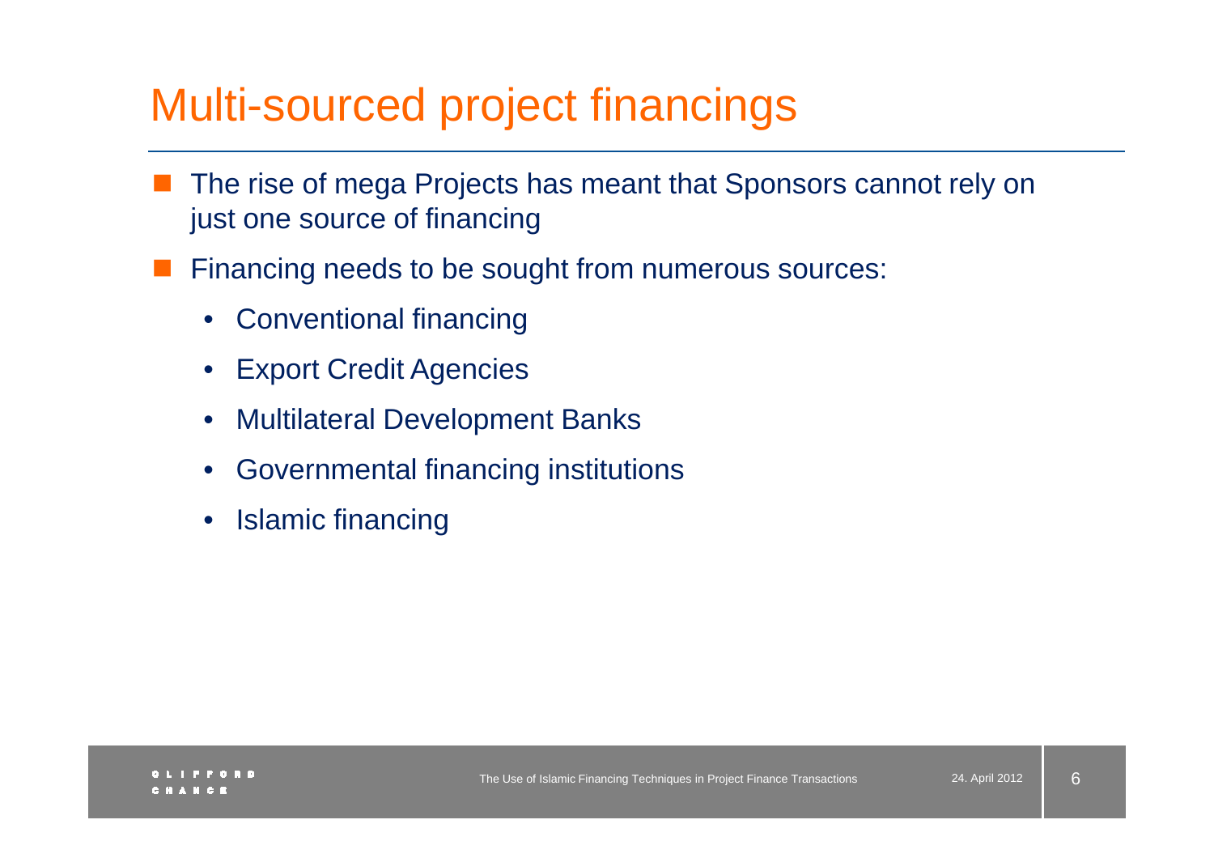# Multi-sourced project financings

- The rise of mega Projects has meant that Sponsors cannot rely on just one source of financing
- Financing needs to be sought from numerous sources:
  - Conventional financing
  - Export Credit Agencies
  - Multilateral Development Banks
  - Governmental financing institutions
  - Islamic financing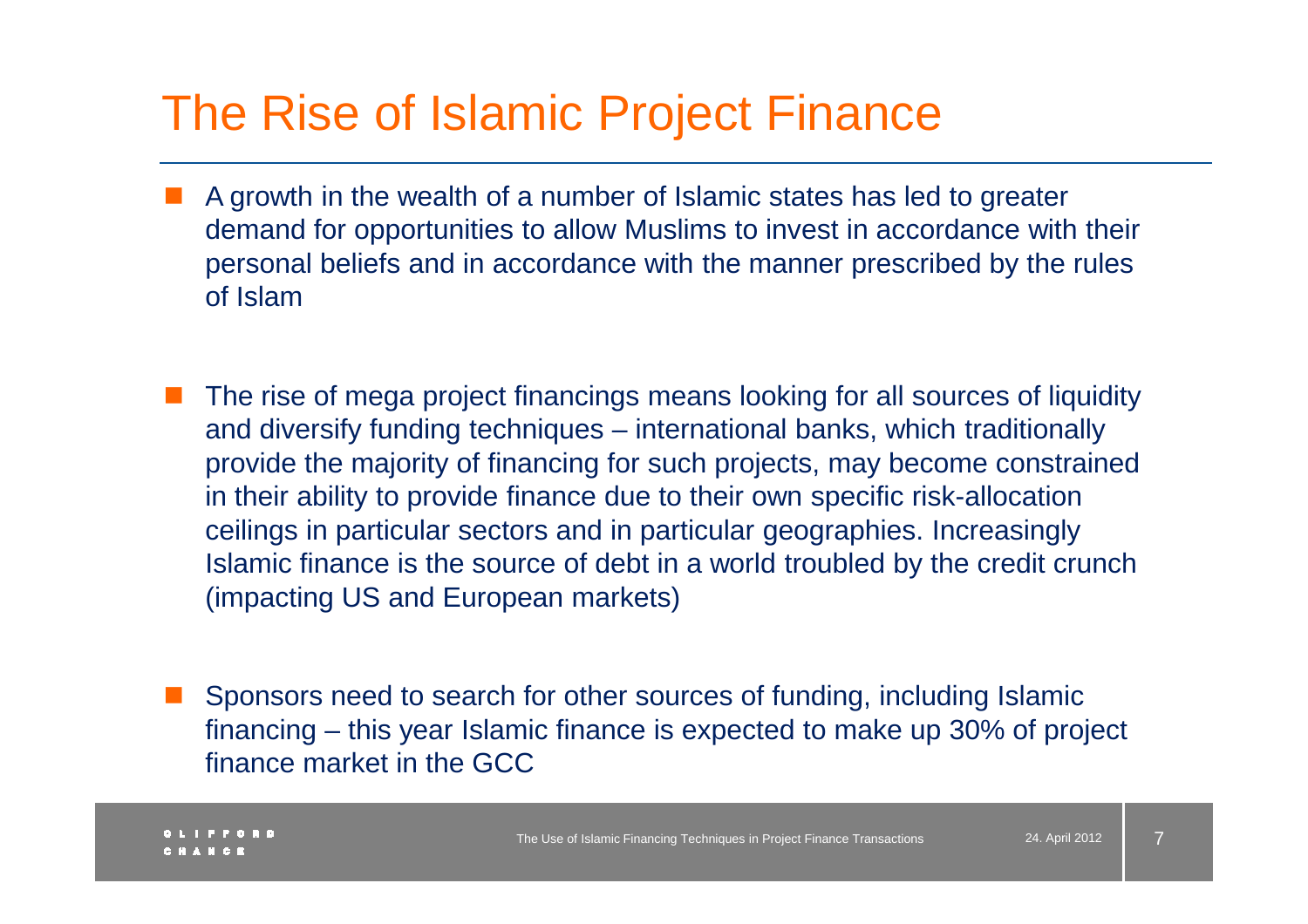# The Rise of Islamic Project Finance

- A growth in the wealth of a number of Islamic states has led to greater demand for opportunities to allow Muslims to invest in accordance with their personal beliefs and in accordance with the manner prescribed by the rules of Islam

- The rise of mega project financings means looking for all sources of liquidity and diversify funding techniques – international banks, which traditionally provide the majority of financing for such projects, may become constrained in their ability to provide finance due to their own specific risk-allocation ceilings in particular sectors and in particular geographies. Increasingly Islamic finance is the source of debt in a world troubled by the credit crunch (impacting US and European markets)

- Sponsors need to search for other sources of funding, including Islamic financing – this year Islamic finance is expected to make up 30% of project finance market in the GCC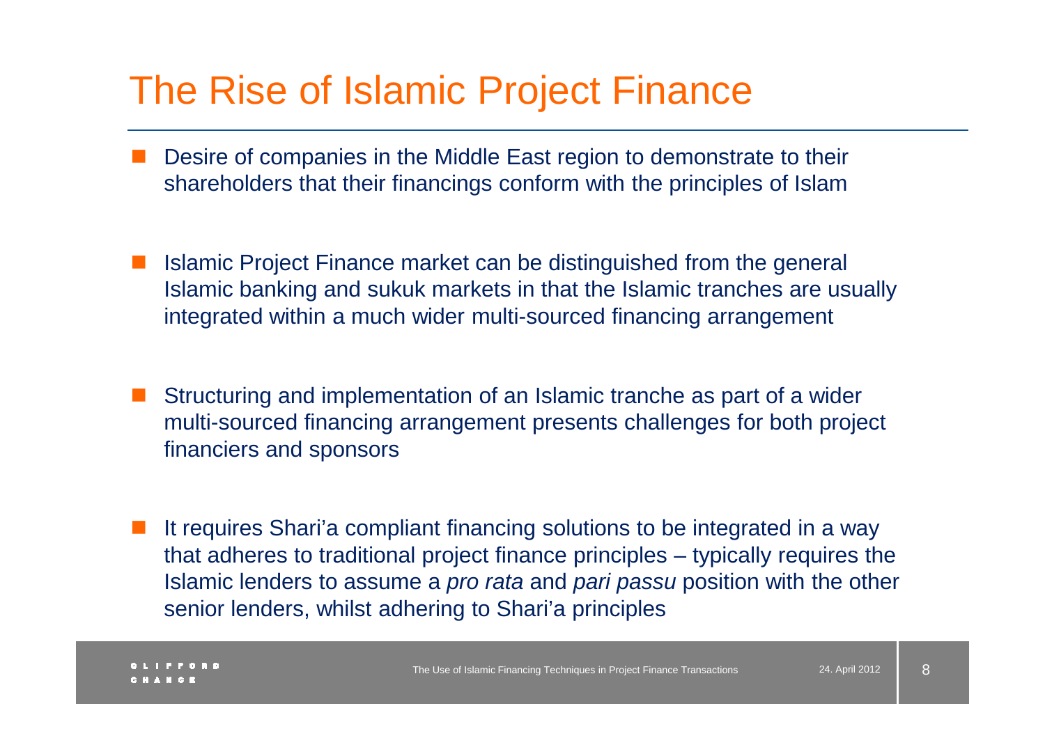# The Rise of Islamic Project Finance

- Desire of companies in the Middle East region to demonstrate to their shareholders that their financings conform with the principles of Islam

- Islamic Project Finance market can be distinguished from the general Islamic banking and sukuk markets in that the Islamic tranches are usually integrated within a much wider multi-sourced financing arrangement

- Structuring and implementation of an Islamic tranche as part of a wider multi-sourced financing arrangement presents challenges for both project financiers and sponsors

- It requires Shari'a compliant financing solutions to be integrated in a way that adheres to traditional project finance principles – typically requires the Islamic lenders to assume a *pro rata* and *pari passu* position with the other senior lenders, whilst adhering to Shari'a principles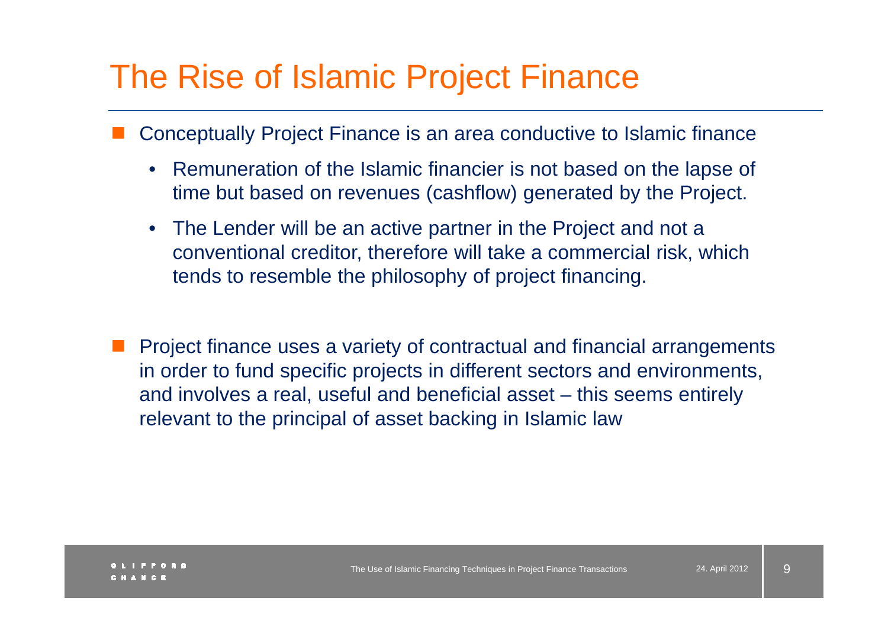# The Rise of Islamic Project Finance

- Conceptually Project Finance is an area conductive to Islamic finance
  - Remuneration of the Islamic financier is not based on the lapse of time but based on revenues (cashflow) generated by the Project.
  - The Lender will be an active partner in the Project and not a conventional creditor, therefore will take a commercial risk, which tends to resemble the philosophy of project financing.

- Project finance uses a variety of contractual and financial arrangements in order to fund specific projects in different sectors and environments, and involves a real, useful and beneficial asset – this seems entirely relevant to the principal of asset backing in Islamic law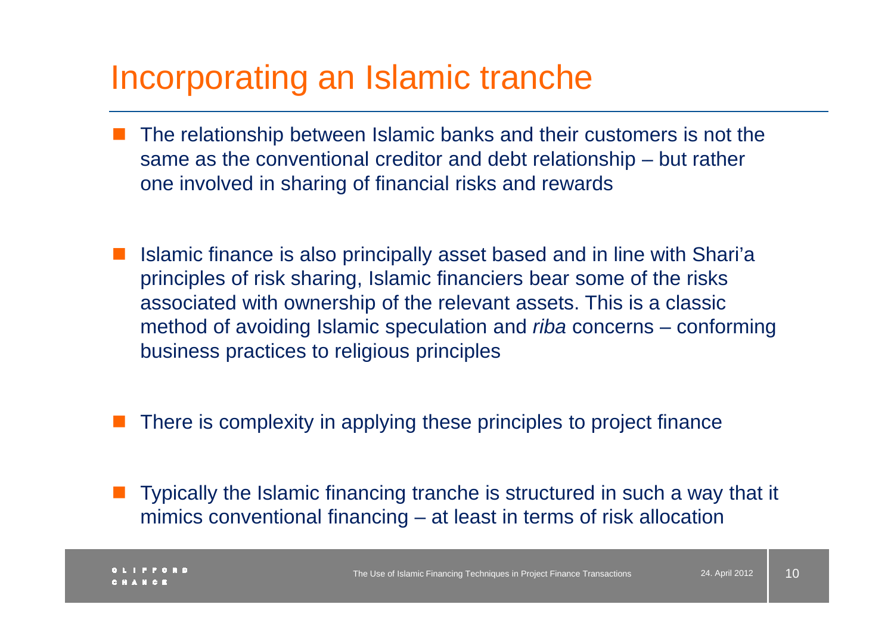# Incorporating an Islamic tranche

- The relationship between Islamic banks and their customers is not the same as the conventional creditor and debt relationship – but rather one involved in sharing of financial risks and rewards

- Islamic finance is also principally asset based and in line with Shari'a principles of risk sharing, Islamic financiers bear some of the risks associated with ownership of the relevant assets. This is a classic method of avoiding Islamic speculation and *riba* concerns – conforming business practices to religious principles

- There is complexity in applying these principles to project finance

- Typically the Islamic financing tranche is structured in such a way that it mimics conventional financing – at least in terms of risk allocation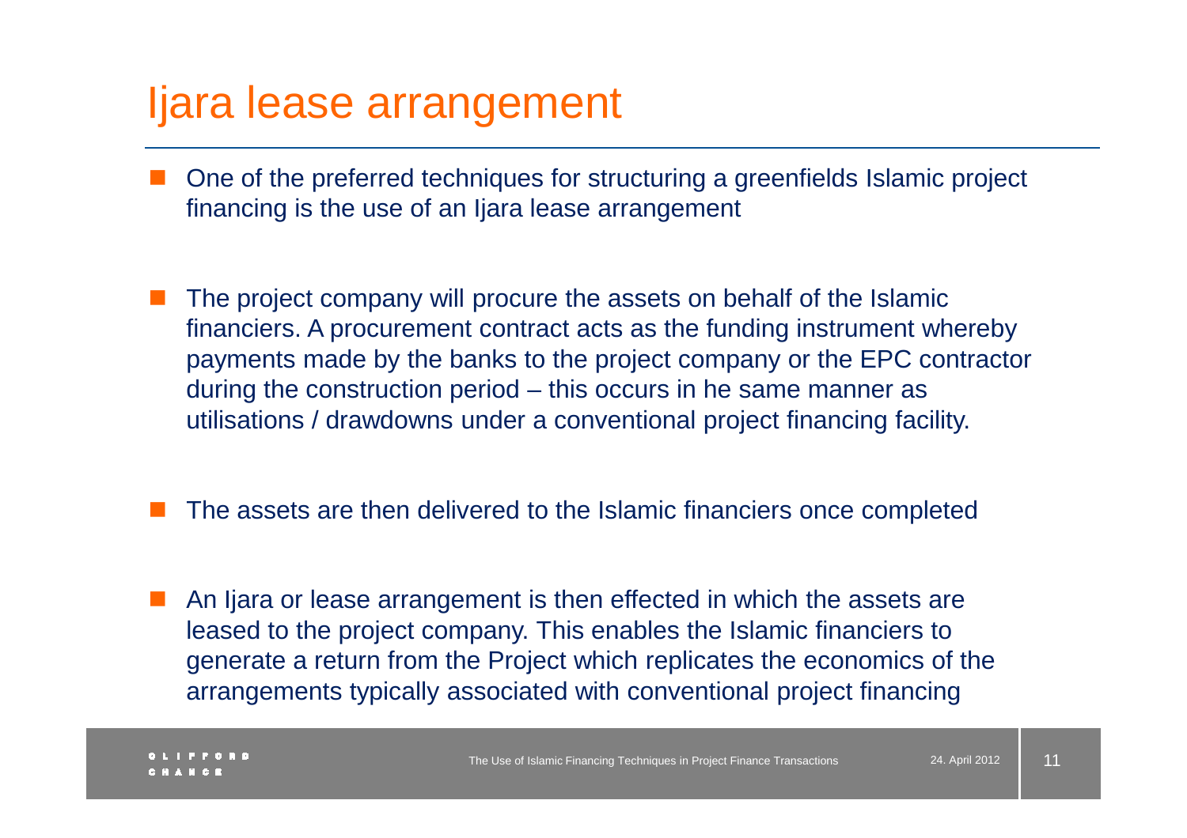# Ijara lease arrangement

- One of the preferred techniques for structuring a greenfields Islamic project financing is the use of an Ijara lease arrangement
- The project company will procure the assets on behalf of the Islamic financiers. A procurement contract acts as the funding instrument whereby payments made by the banks to the project company or the EPC contractor during the construction period – this occurs in he same manner as utilisations / drawdowns under a conventional project financing facility.
- The assets are then delivered to the Islamic financiers once completed
- An Ijara or lease arrangement is then effected in which the assets are leased to the project company. This enables the Islamic financiers to generate a return from the Project which replicates the economics of the arrangements typically associated with conventional project financing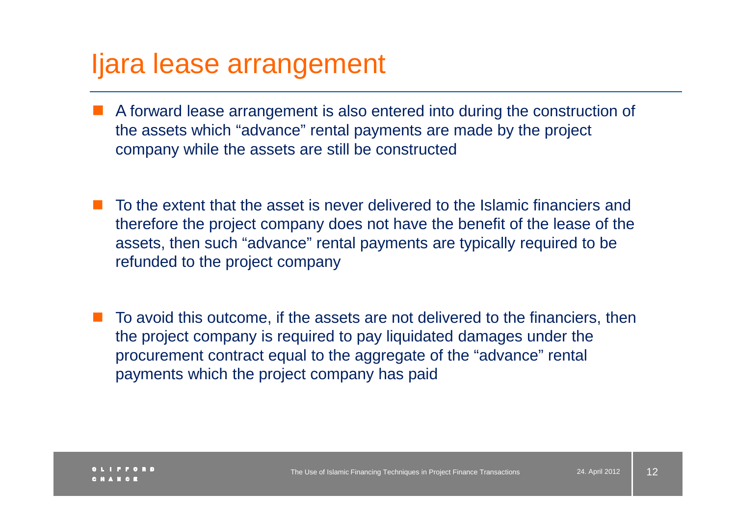# Ijara lease arrangement

- A forward lease arrangement is also entered into during the construction of the assets which “advance” rental payments are made by the project company while the assets are still be constructed
- To the extent that the asset is never delivered to the Islamic financiers and therefore the project company does not have the benefit of the lease of the assets, then such “advance” rental payments are typically required to be refunded to the project company
- To avoid this outcome, if the assets are not delivered to the financiers, then the project company is required to pay liquidated damages under the procurement contract equal to the aggregate of the “advance” rental payments which the project company has paid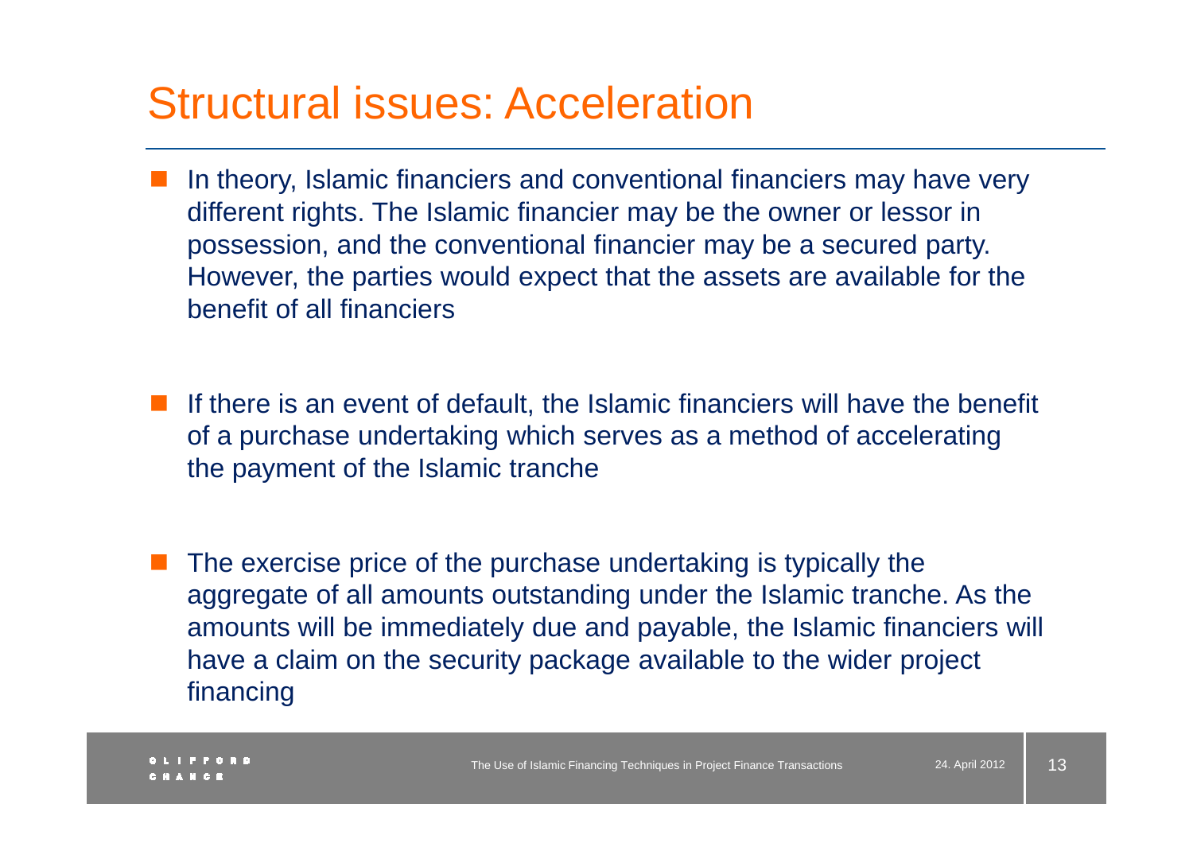# Structural issues: Acceleration

- In theory, Islamic financiers and conventional financiers may have very different rights. The Islamic financier may be the owner or lessor in possession, and the conventional financier may be a secured party. However, the parties would expect that the assets are available for the benefit of all financiers

- If there is an event of default, the Islamic financiers will have the benefit of a purchase undertaking which serves as a method of accelerating the payment of the Islamic tranche

- The exercise price of the purchase undertaking is typically the aggregate of all amounts outstanding under the Islamic tranche. As the amounts will be immediately due and payable, the Islamic financiers will have a claim on the security package available to the wider project financing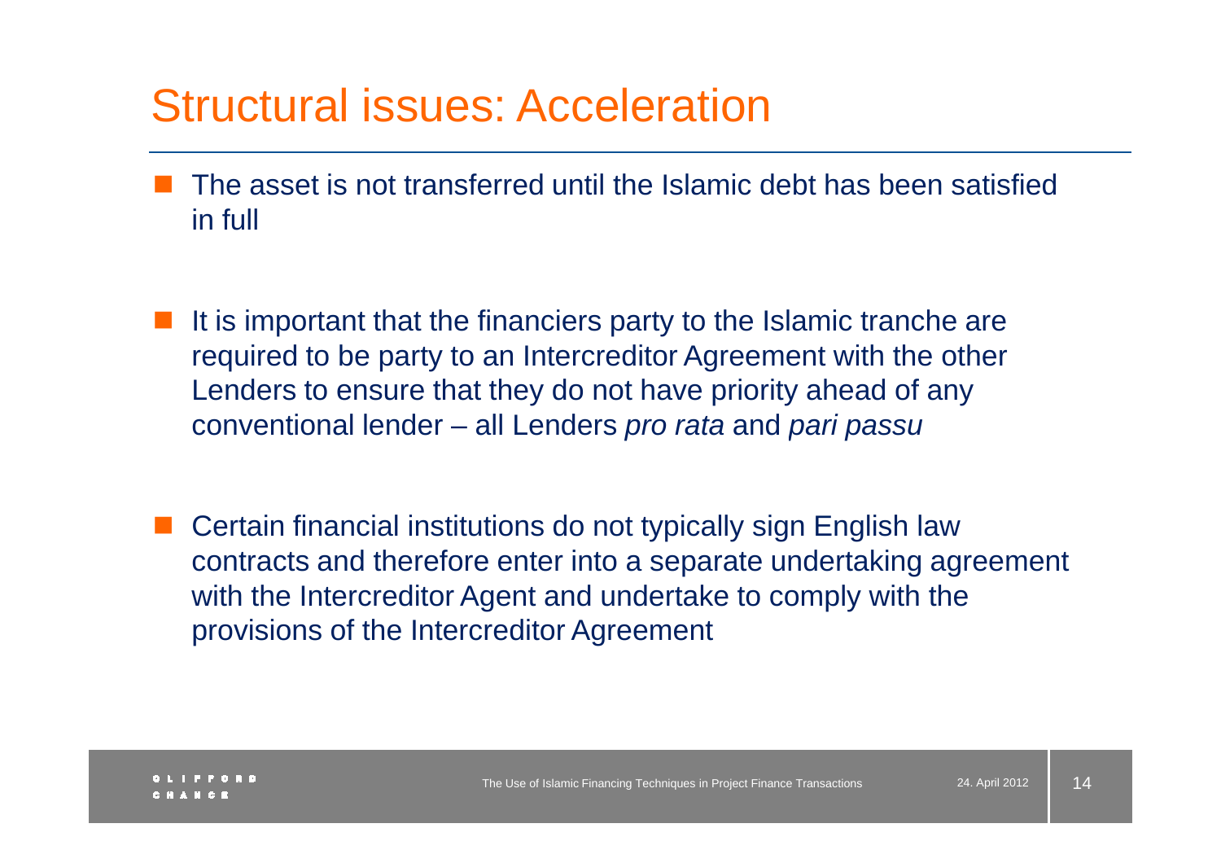# Structural issues: Acceleration

- The asset is not transferred until the Islamic debt has been satisfied in full
- It is important that the financiers party to the Islamic tranche are required to be party to an Intercreditor Agreement with the other Lenders to ensure that they do not have priority ahead of any conventional lender – all Lenders *pro rata* and *pari passu*
- Certain financial institutions do not typically sign English law contracts and therefore enter into a separate undertaking agreement with the Intercreditor Agent and undertake to comply with the provisions of the Intercreditor Agreement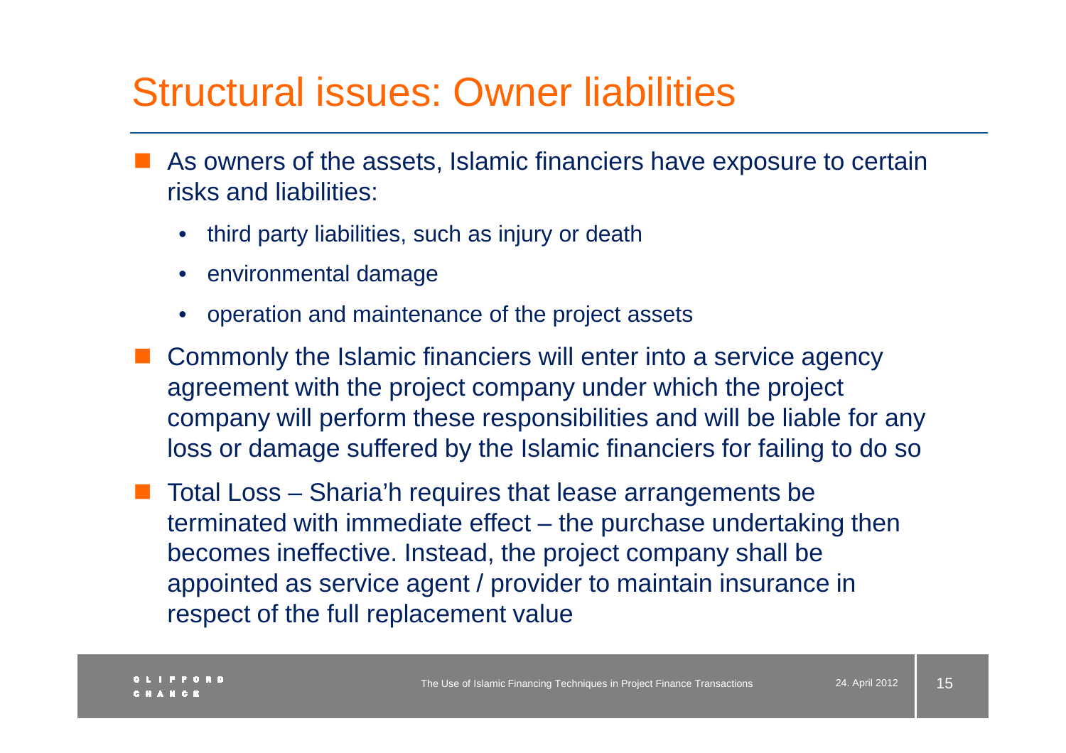# Structural issues: Owner liabilities

- As owners of the assets, Islamic financiers have exposure to certain risks and liabilities:
  - third party liabilities, such as injury or death
  - environmental damage
  - operation and maintenance of the project assets
- Commonly the Islamic financiers will enter into a service agency agreement with the project company under which the project company will perform these responsibilities and will be liable for any loss or damage suffered by the Islamic financiers for failing to do so
- Total Loss – Sharia'h requires that lease arrangements be terminated with immediate effect – the purchase undertaking then becomes ineffective. Instead, the project company shall be appointed as service agent / provider to maintain insurance in respect of the full replacement value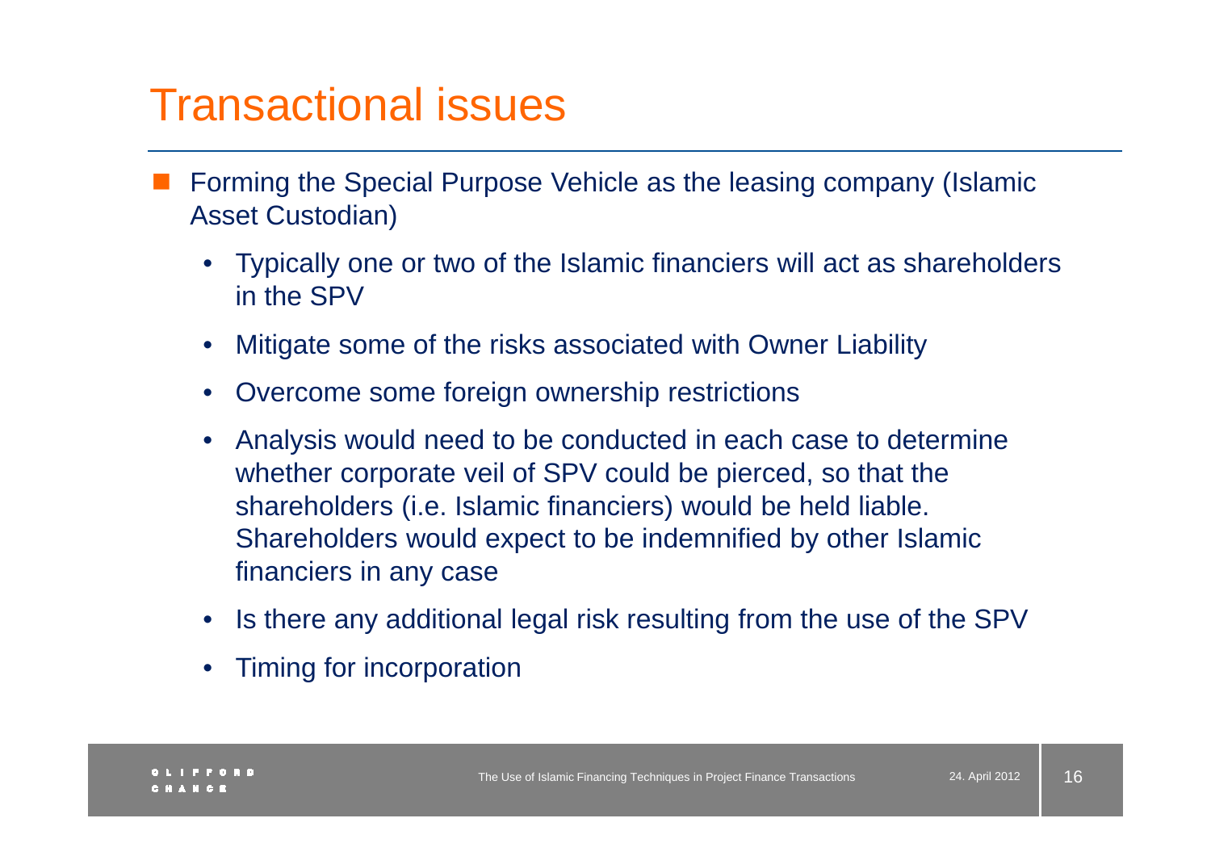# Transactional issues

- Forming the Special Purpose Vehicle as the leasing company (Islamic Asset Custodian)
  - Typically one or two of the Islamic financiers will act as shareholders in the SPV
  - Mitigate some of the risks associated with Owner Liability
  - Overcome some foreign ownership restrictions
  - Analysis would need to be conducted in each case to determine whether corporate veil of SPV could be pierced, so that the shareholders (i.e. Islamic financiers) would be held liable. Shareholders would expect to be indemnified by other Islamic financiers in any case
  - Is there any additional legal risk resulting from the use of the SPV
  - Timing for incorporation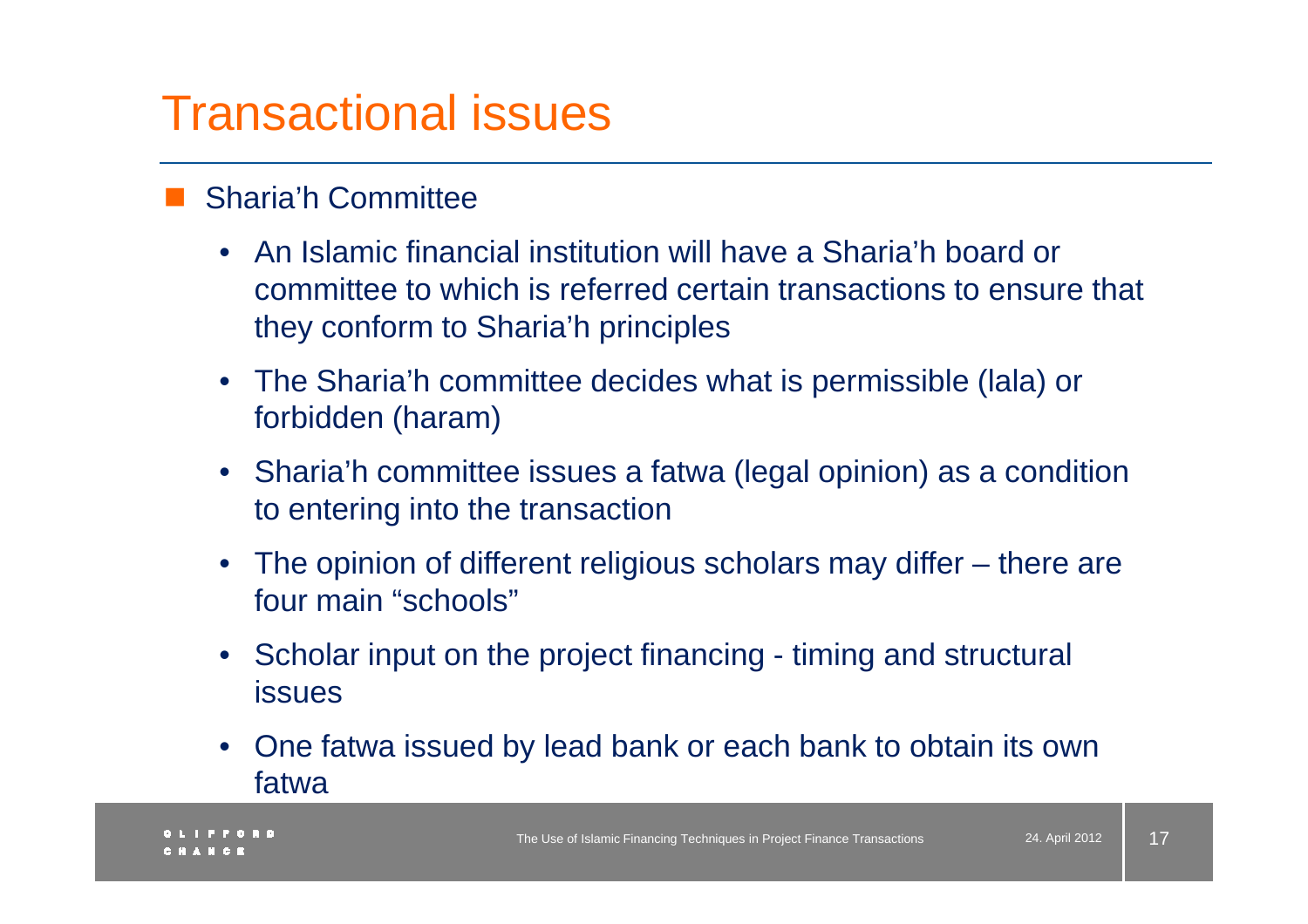# Transactional issues

- Sharia'h Committee
  - An Islamic financial institution will have a Sharia'h board or committee to which is referred certain transactions to ensure that they conform to Sharia'h principles
  - The Sharia'h committee decides what is permissible (lala) or forbidden (haram)
  - Sharia'h committee issues a fatwa (legal opinion) as a condition to entering into the transaction
  - The opinion of different religious scholars may differ – there are four main "schools"
  - Scholar input on the project financing - timing and structural issues
  - One fatwa issued by lead bank or each bank to obtain its own fatwa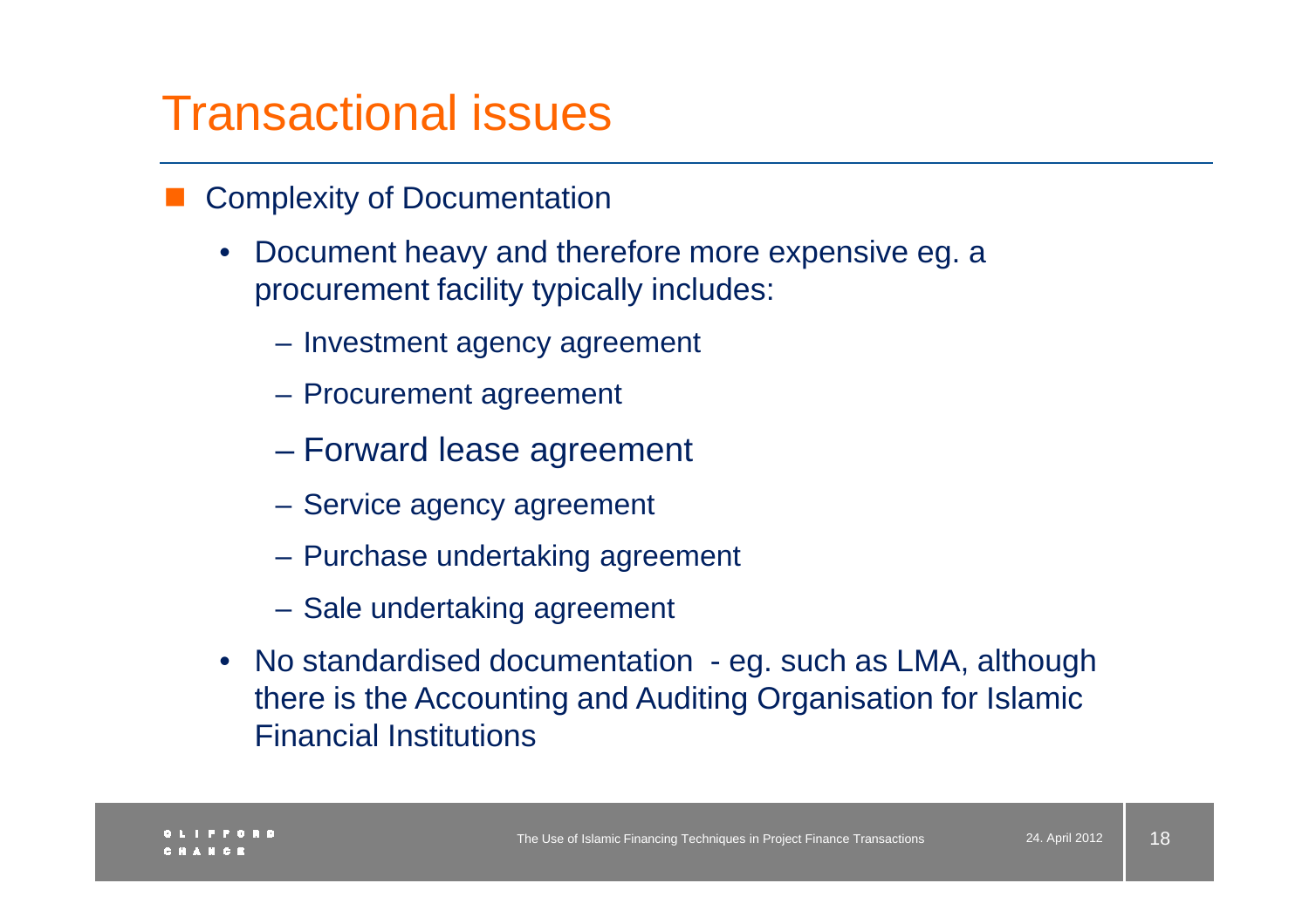# Transactional issues

- Complexity of Documentation
  - Document heavy and therefore more expensive eg. a procurement facility typically includes:
    - Investment agency agreement
    - Procurement agreement
    - Forward lease agreement
    - Service agency agreement
    - Purchase undertaking agreement
    - Sale undertaking agreement
  - No standardised documentation - eg. such as LMA, although there is the Accounting and Auditing Organisation for Islamic Financial Institutions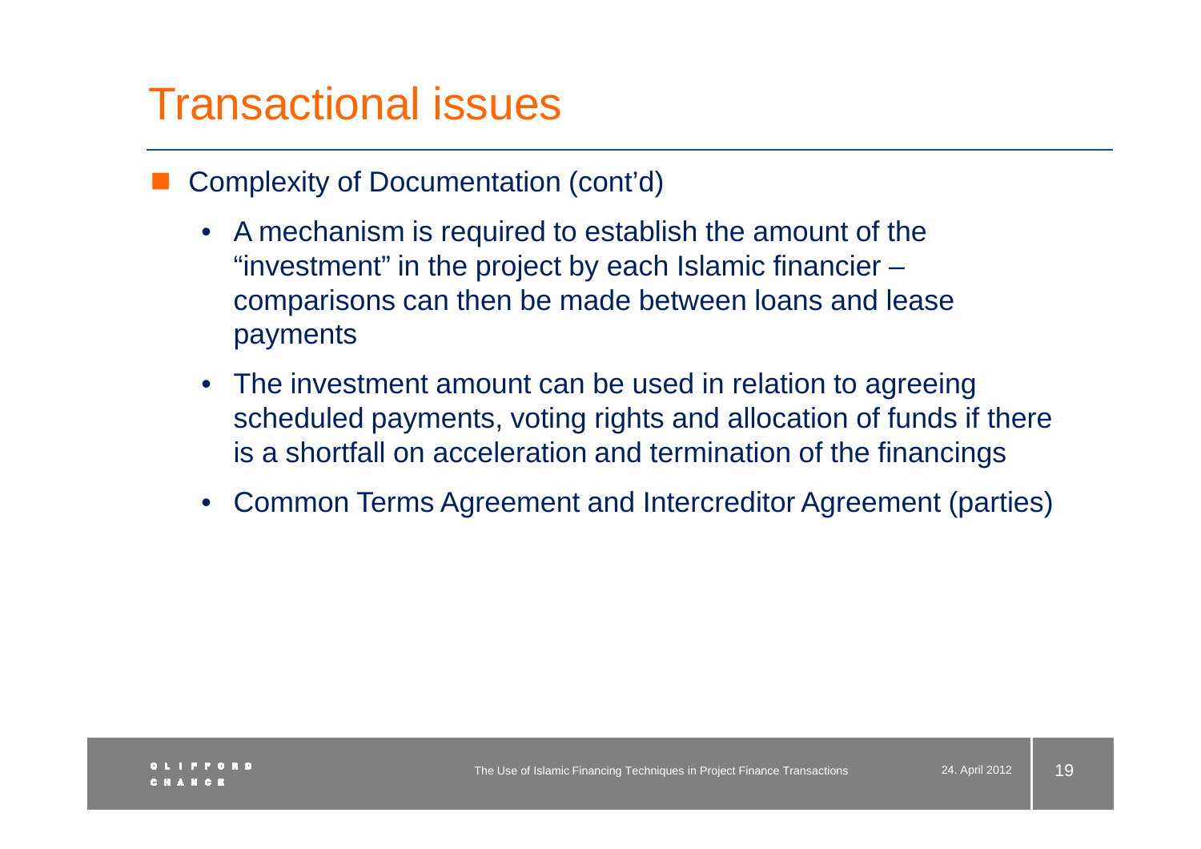# Transactional issues

- Complexity of Documentation (cont'd)
  - A mechanism is required to establish the amount of the "investment" in the project by each Islamic financier – comparisons can then be made between loans and lease payments
  - The investment amount can be used in relation to agreeing scheduled payments, voting rights and allocation of funds if there is a shortfall on acceleration and termination of the financings
  - Common Terms Agreement and Intercreditor Agreement (parties)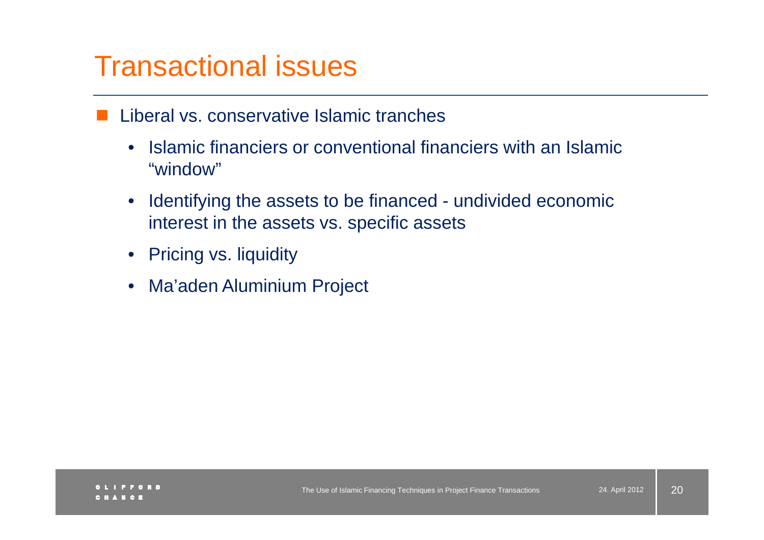# Transactional issues

- Liberal vs. conservative Islamic tranches
  - Islamic financiers or conventional financiers with an Islamic "window"
  - Identifying the assets to be financed - undivided economic interest in the assets vs. specific assets
  - Pricing vs. liquidity
  - Ma'aden Aluminium Project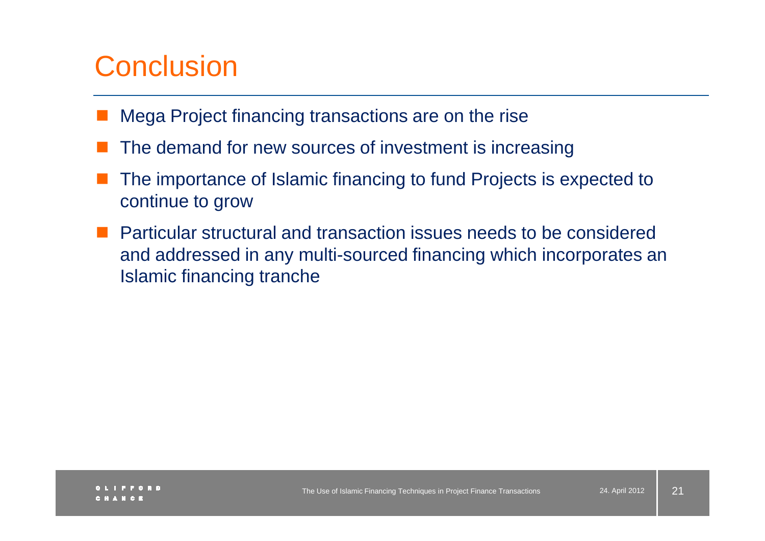# Conclusion

- Mega Project financing transactions are on the rise
- The demand for new sources of investment is increasing
- The importance of Islamic financing to fund Projects is expected to continue to grow
- Particular structural and transaction issues needs to be considered and addressed in any multi-sourced financing which incorporates an Islamic financing tranche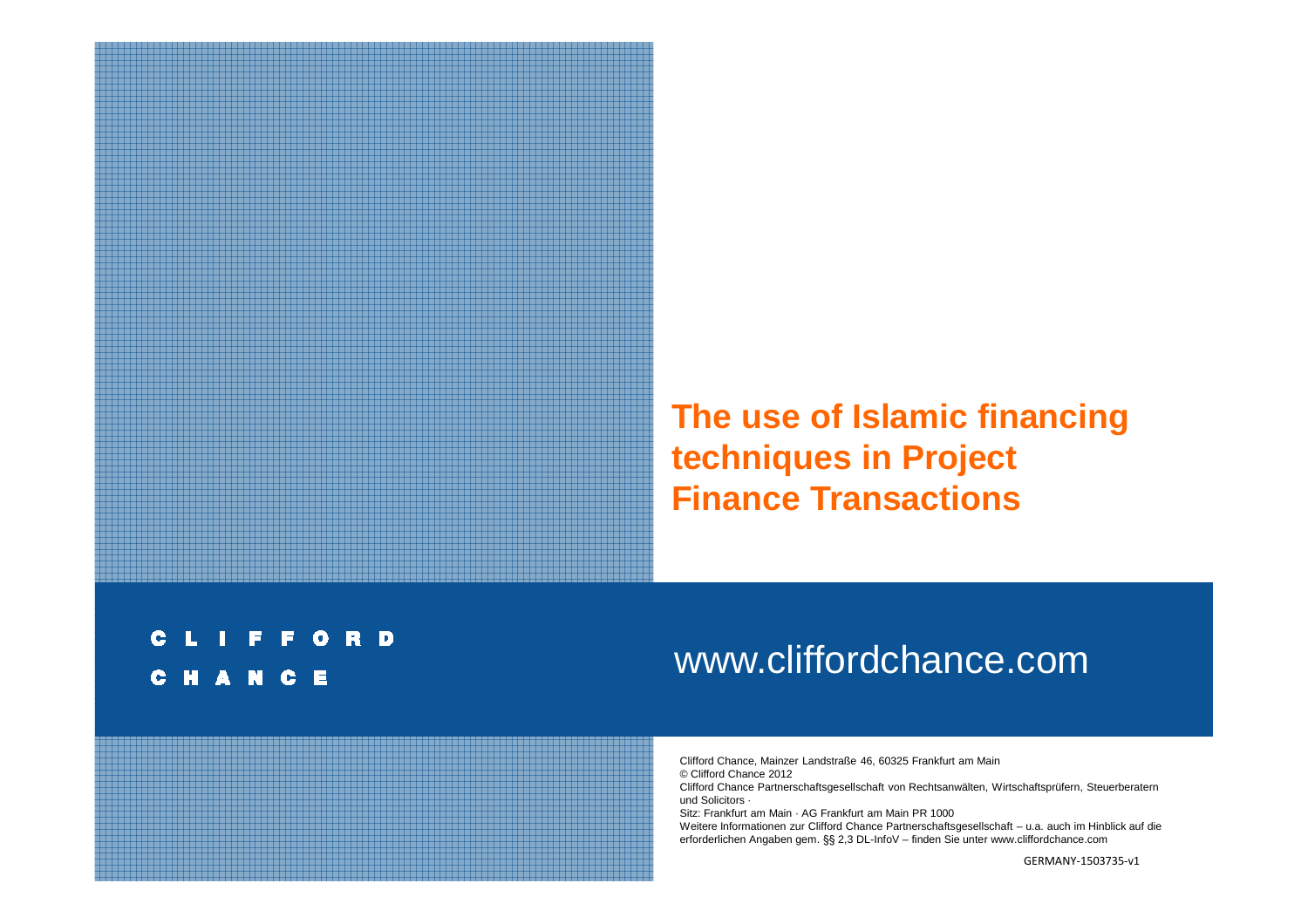# The use of Islamic financing techniques in Project Finance Transactions

CLIFFORD
CHANCE

www.cliffordchance.com

Clifford Chance, Mainzer Landstraße 46, 60325 Frankfurt am Main
© Clifford Chance 2012
Clifford Chance Partnerschaftsgesellschaft von Rechtsanwälten, Wirtschaftsprüfern, Steuerberatern und Solicitors ·
Sitz: Frankfurt am Main · AG Frankfurt am Main PR 1000
Weitere Informationen zur Clifford Chance Partnerschaftsgesellschaft – u.a. auch im Hinblick auf die erforderlichen Angaben gem. §§ 2,3 DL-InfoV – finden Sie unter www.cliffordchance.com

GERMANY-1503735-v1